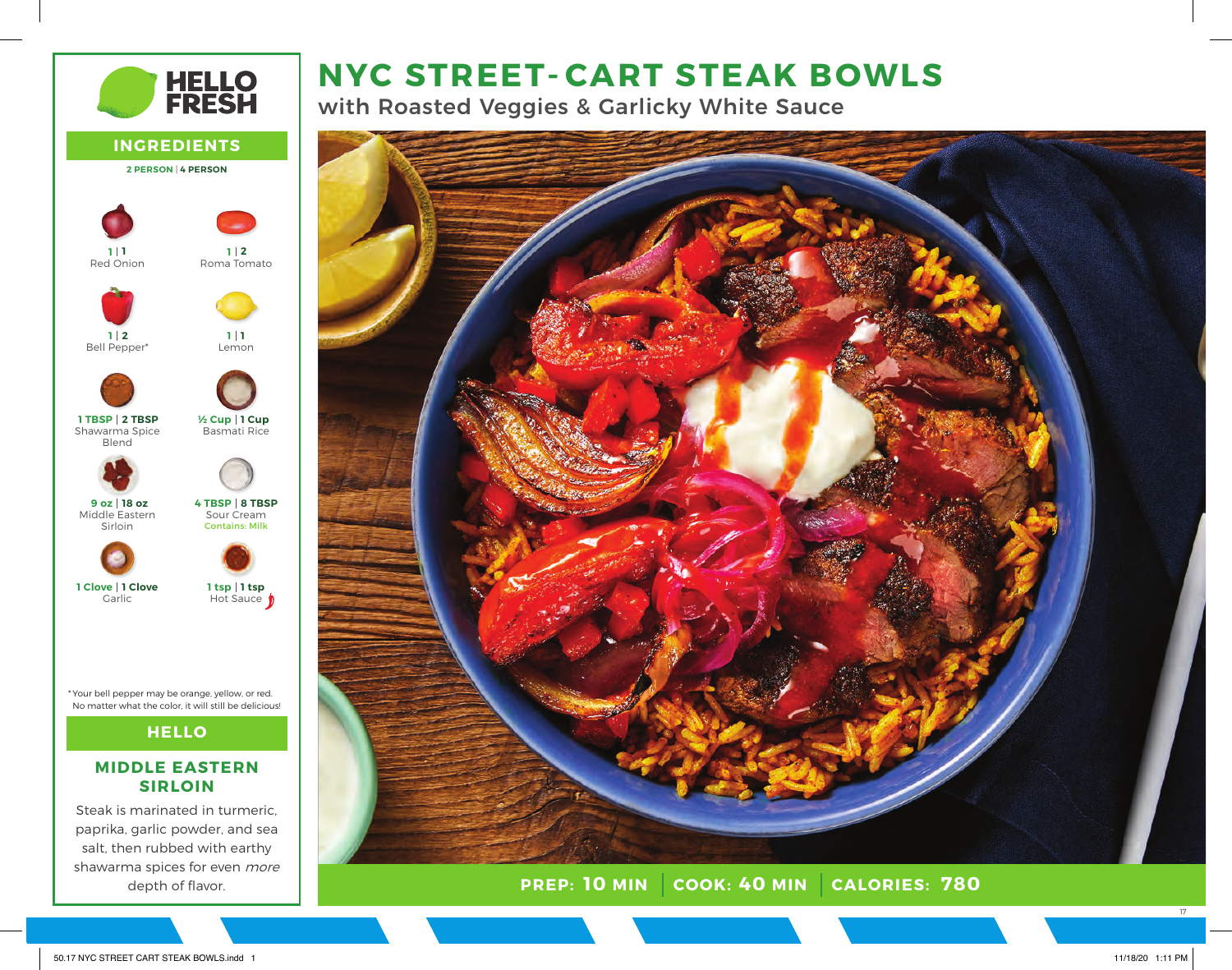# NYC STREET-CART STEAK BOWLS

## with Roasted Veggies & Garlicky White Sauce

**PREP: 10 MIN | COOK: 40 MIN | CALORIES: 780**

## INGREDIENTS

**2 PERSON | 4 PERSON**

| 2 Person | 4 Person | Ingredient |
|---|---|---|
| 1 | 1 | Red Onion |
| 1 | 2 | Roma Tomato |
| 1 | 2 | Bell Pepper* |
| 1 | 1 | Lemon |
| 1 TBSP | 2 TBSP | Shawarma Spice Blend |
| ½ Cup | 1 Cup | Basmati Rice |
| 9 oz | 18 oz | Middle Eastern Sirloin |
| 4 TBSP | 8 TBSP | Sour Cream (Contains: Milk) |
| 1 Clove | 1 Clove | Garlic |
| 1 tsp | 1 tsp | Hot Sauce |

*Your bell pepper may be orange, yellow, or red. No matter what the color, it will still be delicious!

## HELLO

### MIDDLE EASTERN SIRLOIN

Steak is marinated in turmeric, paprika, garlic powder, and sea salt, then rubbed with earthy shawarma spices for even *more* depth of flavor.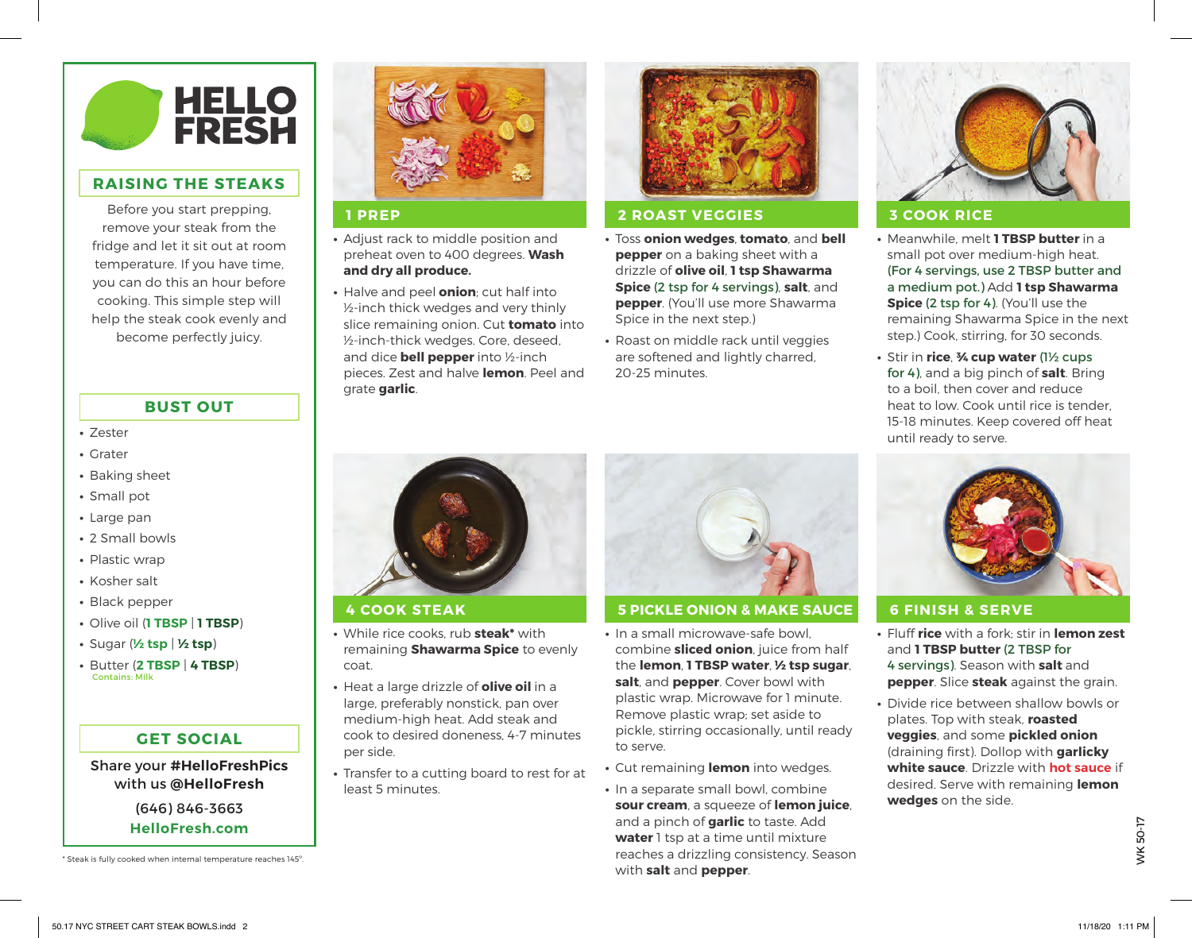# HELLO FRESH

## RAISING THE STEAKS

Before you start prepping, remove your steak from the fridge and let it sit out at room temperature. If you have time, you can do this an hour before cooking. This simple step will help the steak cook evenly and become perfectly juicy.

## BUST OUT

- Zester
- Grater
- Baking sheet
- Small pot
- Large pan
- 2 Small bowls
- Plastic wrap
- Kosher salt
- Black pepper
- Olive oil (**1 TBSP** | **1 TBSP**)
- Sugar (**½ tsp** | **½ tsp**)
- Butter (**2 TBSP** | **4 TBSP**)
  Contains: Milk

## GET SOCIAL

Share your **#HelloFreshPics** with us **@HelloFresh**

(646) 846-3663

**HelloFresh.com**

\* Steak is fully cooked when internal temperature reaches 145°.

## 1 PREP

- Adjust rack to middle position and preheat oven to 400 degrees. **Wash and dry all produce.**
- Halve and peel **onion**; cut half into ½-inch thick wedges and very thinly slice remaining onion. Cut **tomato** into ½-inch-thick wedges. Core, deseed, and dice **bell pepper** into ½-inch pieces. Zest and halve **lemon**. Peel and grate **garlic**.

## 2 ROAST VEGGIES

- Toss **onion wedges**, **tomato**, and **bell pepper** on a baking sheet with a drizzle of **olive oil**, **1 tsp Shawarma Spice** (2 tsp for 4 servings), **salt**, and **pepper**. (You'll use more Shawarma Spice in the next step.)
- Roast on middle rack until veggies are softened and lightly charred, 20-25 minutes.

## 3 COOK RICE

- Meanwhile, melt **1 TBSP butter** in a small pot over medium-high heat. (For 4 servings, use 2 TBSP butter and a medium pot.) Add **1 tsp Shawarma Spice** (2 tsp for 4). (You'll use the remaining Shawarma Spice in the next step.) Cook, stirring, for 30 seconds.
- Stir in **rice**, **¾ cup water** (1½ cups for 4), and a big pinch of **salt**. Bring to a boil, then cover and reduce heat to low. Cook until rice is tender, 15-18 minutes. Keep covered off heat until ready to serve.

## 4 COOK STEAK

- While rice cooks, rub **steak\*** with remaining **Shawarma Spice** to evenly coat.
- Heat a large drizzle of **olive oil** in a large, preferably nonstick, pan over medium-high heat. Add steak and cook to desired doneness, 4-7 minutes per side.
- Transfer to a cutting board to rest for at least 5 minutes.

## 5 PICKLE ONION & MAKE SAUCE

- In a small microwave-safe bowl, combine **sliced onion**, juice from half the **lemon**, **1 TBSP water**, **½ tsp sugar**, **salt**, and **pepper**. Cover bowl with plastic wrap. Microwave for 1 minute. Remove plastic wrap; set aside to pickle, stirring occasionally, until ready to serve.
- Cut remaining **lemon** into wedges.
- In a separate small bowl, combine **sour cream**, a squeeze of **lemon juice**, and a pinch of **garlic** to taste. Add **water** 1 tsp at a time until mixture reaches a drizzling consistency. Season with **salt** and **pepper**.

## 6 FINISH & SERVE

- Fluff **rice** with a fork; stir in **lemon zest** and **1 TBSP butter** (2 TBSP for 4 servings). Season with **salt** and **pepper**. Slice **steak** against the grain.
- Divide rice between shallow bowls or plates. Top with steak, **roasted veggies**, and some **pickled onion** (draining first). Dollop with **garlicky white sauce**. Drizzle with **hot sauce** if desired. Serve with remaining **lemon wedges** on the side.

WK 50-17